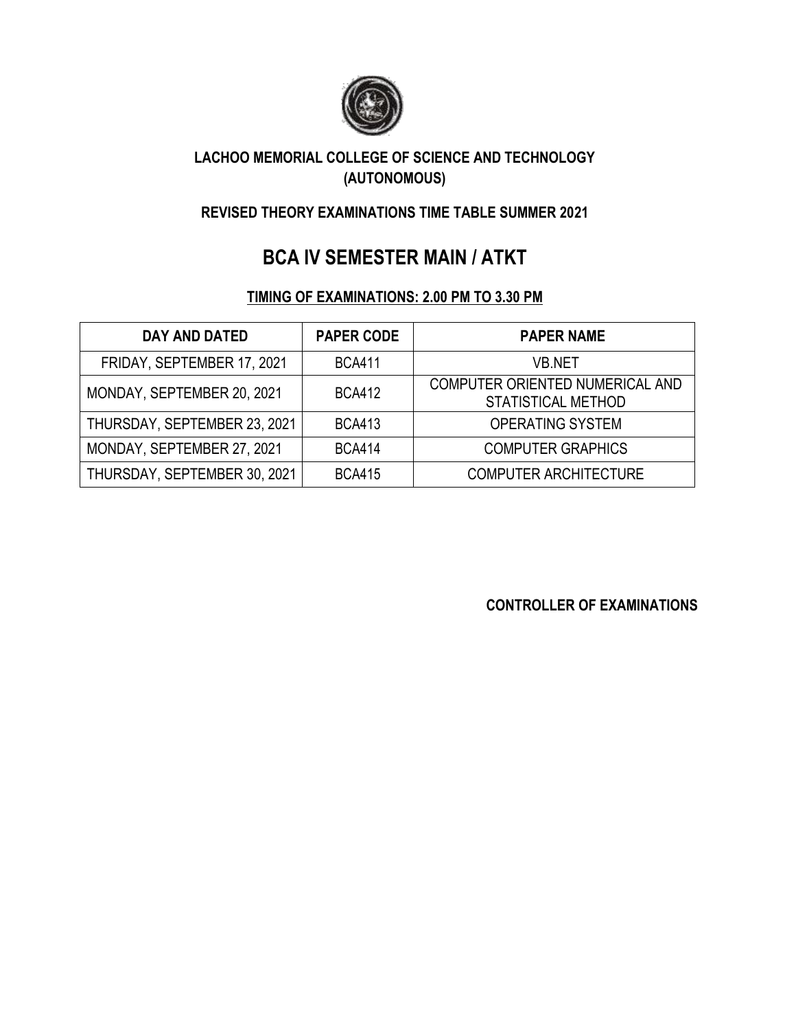**LACHOO MEMORIAL COLLEGE OF SCIENCE AND TECHNOLOGY (AUTONOMOUS)**

**REVISED THEORY EXAMINATIONS TIME TABLE SUMMER 2021**

# BCA IV SEMESTER MAIN / ATKT

**TIMING OF EXAMINATIONS: 2.00 PM TO 3.30 PM**

| DAY AND DATED | PAPER CODE | PAPER NAME |
| --- | --- | --- |
| FRIDAY, SEPTEMBER 17, 2021 | BCA411 | VB.NET |
| MONDAY, SEPTEMBER 20, 2021 | BCA412 | COMPUTER ORIENTED NUMERICAL AND STATISTICAL METHOD |
| THURSDAY, SEPTEMBER 23, 2021 | BCA413 | OPERATING SYSTEM |
| MONDAY, SEPTEMBER 27, 2021 | BCA414 | COMPUTER GRAPHICS |
| THURSDAY, SEPTEMBER 30, 2021 | BCA415 | COMPUTER ARCHITECTURE |

**CONTROLLER OF EXAMINATIONS**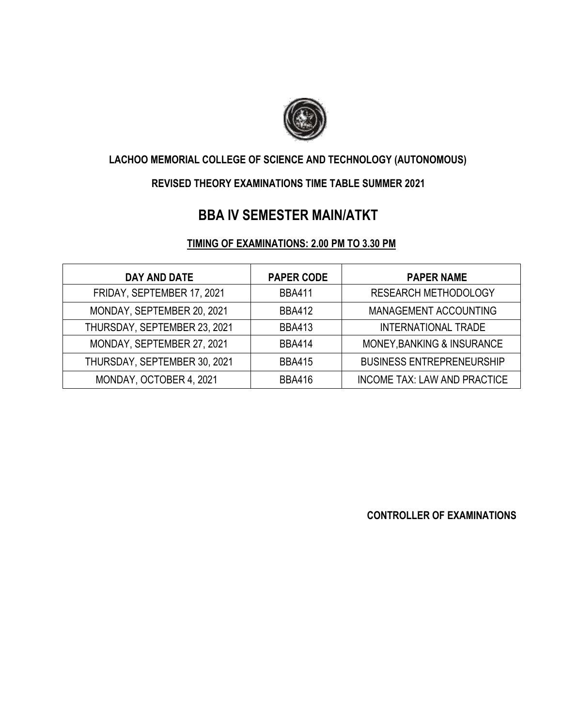**LACHOO MEMORIAL COLLEGE OF SCIENCE AND TECHNOLOGY (AUTONOMOUS)**

**REVISED THEORY EXAMINATIONS TIME TABLE SUMMER 2021**

# BBA IV SEMESTER MAIN/ATKT

**TIMING OF EXAMINATIONS: 2.00 PM TO 3.30 PM**

| DAY AND DATE | PAPER CODE | PAPER NAME |
|---|---|---|
| FRIDAY, SEPTEMBER 17, 2021 | BBA411 | RESEARCH METHODOLOGY |
| MONDAY, SEPTEMBER 20, 2021 | BBA412 | MANAGEMENT ACCOUNTING |
| THURSDAY, SEPTEMBER 23, 2021 | BBA413 | INTERNATIONAL TRADE |
| MONDAY, SEPTEMBER 27, 2021 | BBA414 | MONEY,BANKING & INSURANCE |
| THURSDAY, SEPTEMBER 30, 2021 | BBA415 | BUSINESS ENTREPRENEURSHIP |
| MONDAY, OCTOBER 4, 2021 | BBA416 | INCOME TAX: LAW AND PRACTICE |

**CONTROLLER OF EXAMINATIONS**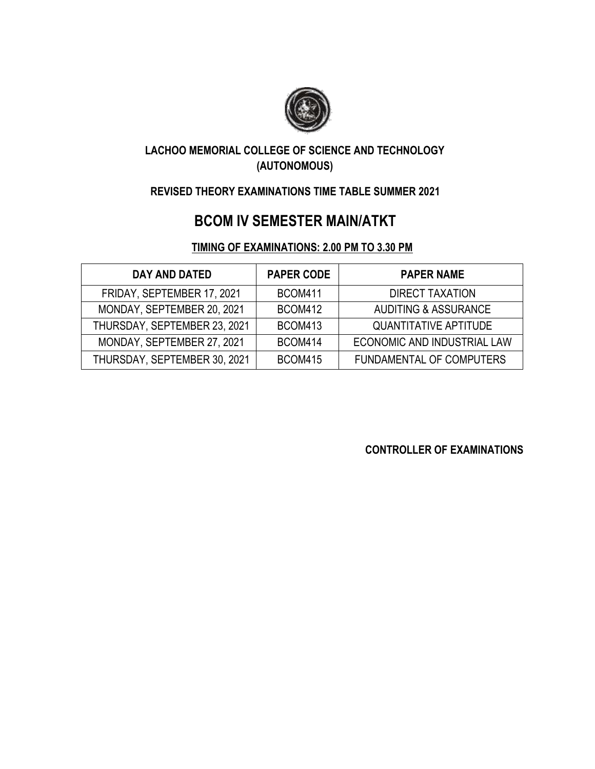## LACHOO MEMORIAL COLLEGE OF SCIENCE AND TECHNOLOGY (AUTONOMOUS)

### REVISED THEORY EXAMINATIONS TIME TABLE SUMMER 2021

# BCOM IV SEMESTER MAIN/ATKT

**TIMING OF EXAMINATIONS: 2.00 PM TO 3.30 PM**

| DAY AND DATED | PAPER CODE | PAPER NAME |
|---|---|---|
| FRIDAY, SEPTEMBER 17, 2021 | BCOM411 | DIRECT TAXATION |
| MONDAY, SEPTEMBER 20, 2021 | BCOM412 | AUDITING & ASSURANCE |
| THURSDAY, SEPTEMBER 23, 2021 | BCOM413 | QUANTITATIVE APTITUDE |
| MONDAY, SEPTEMBER 27, 2021 | BCOM414 | ECONOMIC AND INDUSTRIAL LAW |
| THURSDAY, SEPTEMBER 30, 2021 | BCOM415 | FUNDAMENTAL OF COMPUTERS |

**CONTROLLER OF EXAMINATIONS**